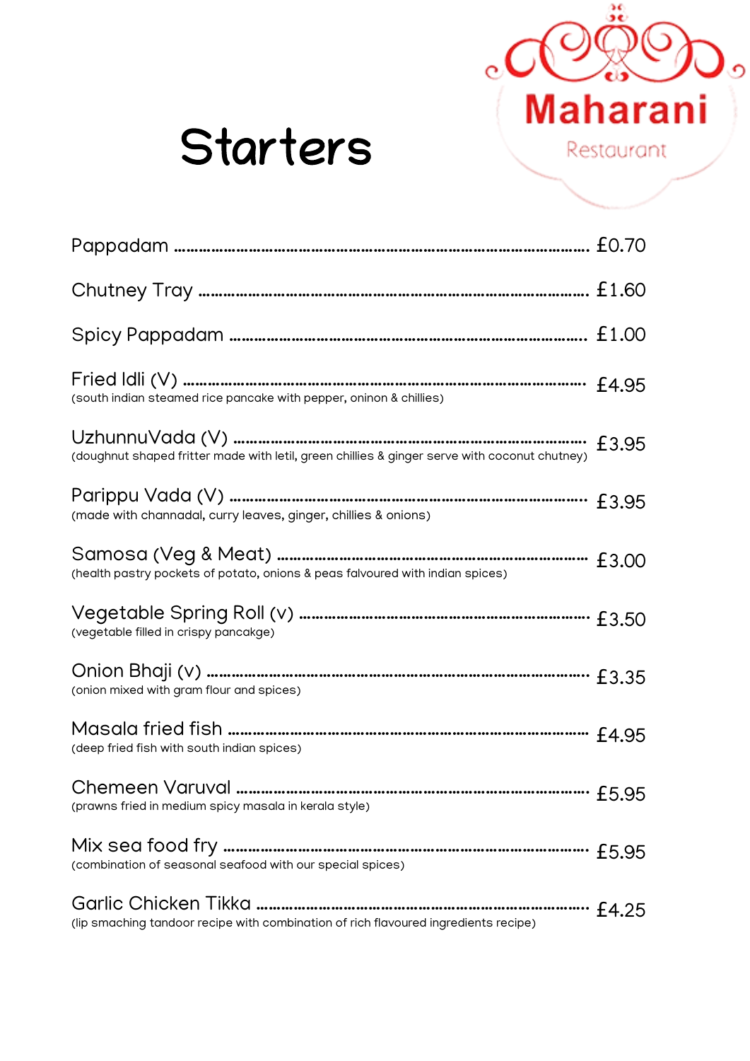Maharani
Restaurant

# Starters

Pappadam ........................................ £0.70

Chutney Tray ........................................ £1.60

Spicy Pappadam ........................................ £1.00

Fried Idli (V) ........................................ £4.95
(south indian steamed rice pancake with pepper, oninon & chillies)

UzhunnuVada (V) ........................................ £3.95
(doughnut shaped fritter made with letil, green chillies & ginger serve with coconut chutney)

Parippu Vada (V) ........................................ £3.95
(made with channadal, curry leaves, ginger, chillies & onions)

Samosa (Veg & Meat) ........................................ £3.00
(health pastry pockets of potato, onions & peas falvoured with indian spices)

Vegetable Spring Roll (v) ........................................ £3.50
(vegetable filled in crispy pancakge)

Onion Bhaji (v) ........................................ £3.35
(onion mixed with gram flour and spices)

Masala fried fish ........................................ £4.95
(deep fried fish with south indian spices)

Chemeen Varuval ........................................ £5.95
(prawns fried in medium spicy masala in kerala style)

Mix sea food fry ........................................ £5.95
(combination of seasonal seafood with our special spices)

Garlic Chicken Tikka ........................................ £4.25
(lip smaching tandoor recipe with combination of rich flavoured ingredients recipe)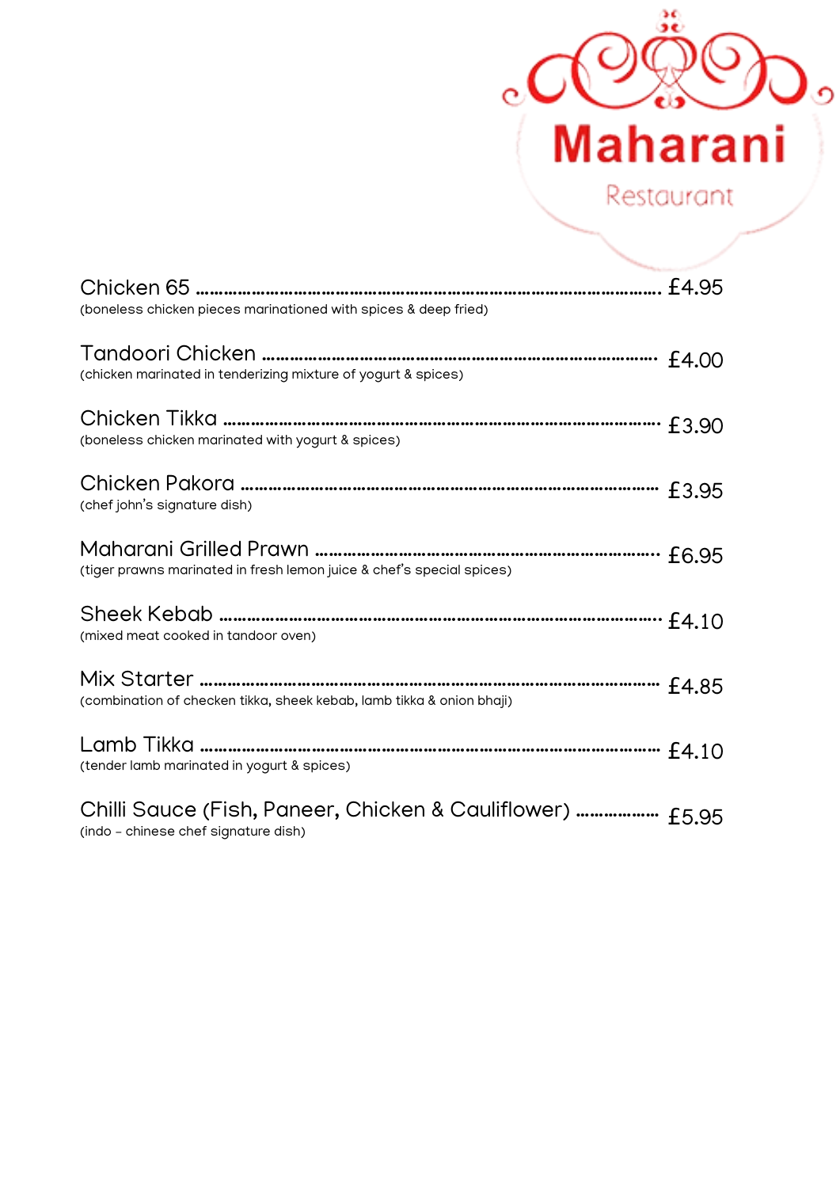# Maharani

Restaurant

**Chicken 65** ........................................................ £4.95
(boneless chicken pieces marinationed with spices & deep fried)

**Tandoori Chicken** ........................................................ £4.00
(chicken marinated in tenderizing mixture of yogurt & spices)

**Chicken Tikka** ........................................................ £3.90
(boneless chicken marinated with yogurt & spices)

**Chicken Pakora** ........................................................ £3.95
(chef john's signature dish)

**Maharani Grilled Prawn** ........................................................ £6.95
(tiger prawns marinated in fresh lemon juice & chef's special spices)

**Sheek Kebab** ........................................................ £4.10
(mixed meat cooked in tandoor oven)

**Mix Starter** ........................................................ £4.85
(combination of checken tikka, sheek kebab, lamb tikka & onion bhaji)

**Lamb Tikka** ........................................................ £4.10
(tender lamb marinated in yogurt & spices)

**Chilli Sauce (Fish, Paneer, Chicken & Cauliflower)** .................. £5.95
(indo - chinese chef signature dish)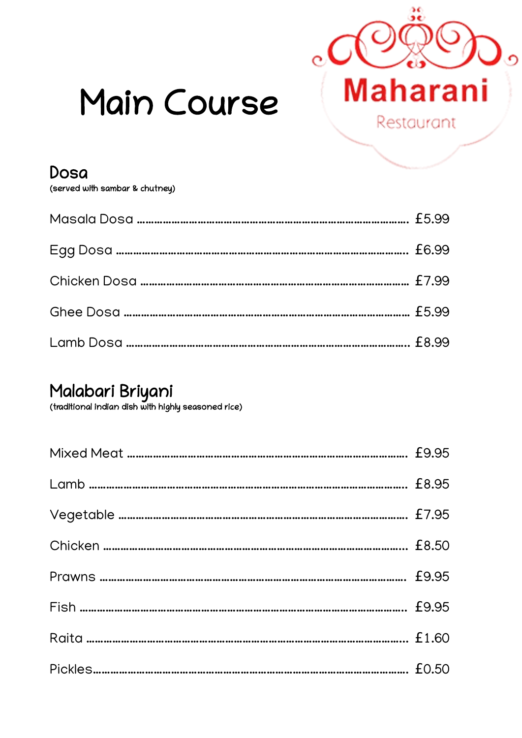# Main Course

Maharani
Restaurant

## Dosa

(served with sambar & chutney)

| Item | Price |
|---|---|
| Masala Dosa | £5.99 |
| Egg Dosa | £6.99 |
| Chicken Dosa | £7.99 |
| Ghee Dosa | £5.99 |
| Lamb Dosa | £8.99 |

## Malabari Briyani

(traditional Indian dish with highly seasoned rice)

| Item | Price |
|---|---|
| Mixed Meat | £9.95 |
| Lamb | £8.95 |
| Vegetable | £7.95 |
| Chicken | £8.50 |
| Prawns | £9.95 |
| Fish | £9.95 |
| Raita | £1.60 |
| Pickles | £0.50 |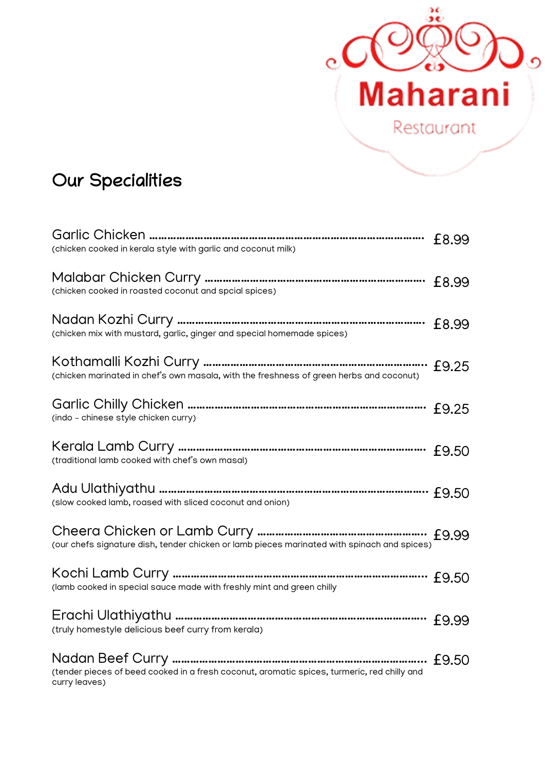Maharani

Restaurant

# Our Specialities

**Garlic Chicken** ........ £8.99
(chicken cooked in kerala style with garlic and coconut milk)

**Malabar Chicken Curry** ........ £8.99
(chicken cooked in roasted coconut and spcial spices)

**Nadan Kozhi Curry** ........ £8.99
(chicken mix with mustard, garlic, ginger and special homemade spices)

**Kothamalli Kozhi Curry** ........ £9.25
(chicken marinated in chef's own masala, with the freshness of green herbs and coconut)

**Garlic Chilly Chicken** ........ £9.25
(indo – chinese style chicken curry)

**Kerala Lamb Curry** ........ £9.50
(traditional lamb cooked with chef's own masal)

**Adu Ulathiyathu** ........ £9.50
(slow cooked lamb, roased with sliced coconut and onion)

**Cheera Chicken or Lamb Curry** ........ £9.99
(our chefs signature dish, tender chicken or lamb pieces marinated with spinach and spices)

**Kochi Lamb Curry** ........ £9.50
(lamb cooked in special sauce made with freshly mint and green chilly

**Erachi Ulathiyathu** ........ £9.99
(truly homestyle delicious beef curry from kerala)

**Nadan Beef Curry** ........ £9.50
(tender pieces of beed cooked in a fresh coconut, aromatic spices, turmeric, red chilly and curry leaves)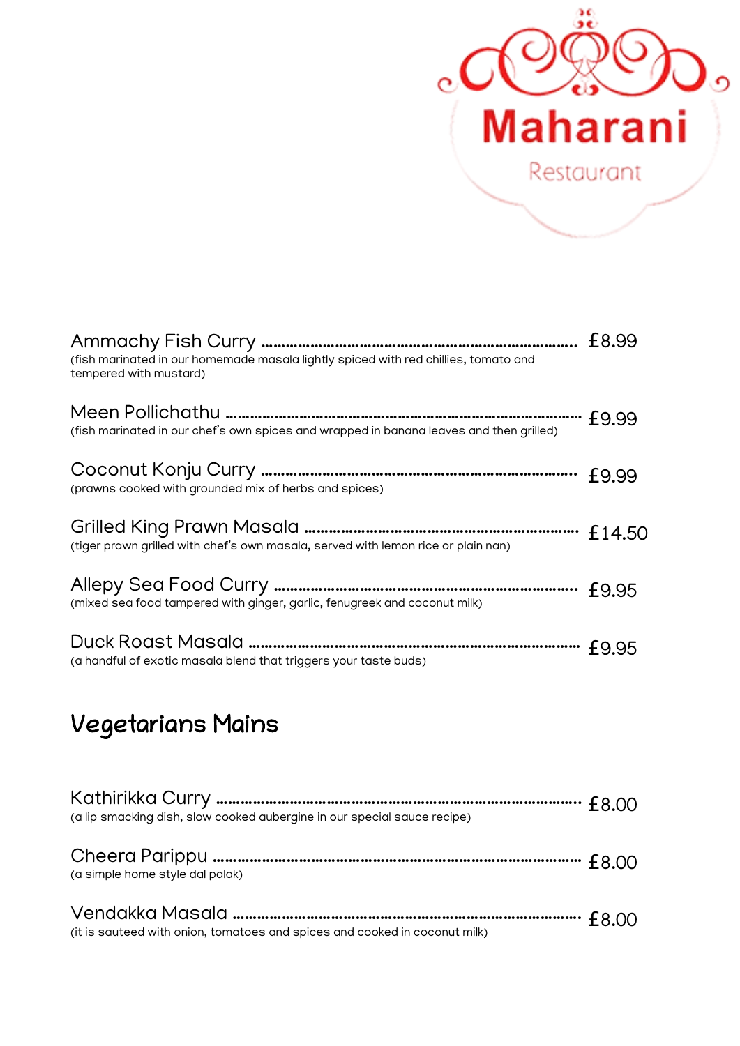Maharani

Restaurant

Ammachy Fish Curry ........................................................................ £8.99
(fish marinated in our homemade masala lightly spiced with red chillies, tomato and tempered with mustard)

Meen Pollichathu ........................................................................ £9.99
(fish marinated in our chef's own spices and wrapped in banana leaves and then grilled)

Coconut Konju Curry ........................................................................ £9.99
(prawns cooked with grounded mix of herbs and spices)

Grilled King Prawn Masala ........................................................................ £14.50
(tiger prawn grilled with chef's own masala, served with lemon rice or plain nan)

Allepy Sea Food Curry ........................................................................ £9.95
(mixed sea food tampered with ginger, garlic, fenugreek and coconut milk)

Duck Roast Masala ........................................................................ £9.95
(a handful of exotic masala blend that triggers your taste buds)

## Vegetarians Mains

Kathirikka Curry ........................................................................ £8.00
(a lip smacking dish, slow cooked aubergine in our special sauce recipe)

Cheera Parippu ........................................................................ £8.00
(a simple home style dal palak)

Vendakka Masala ........................................................................ £8.00
(it is sauteed with onion, tomatoes and spices and cooked in coconut milk)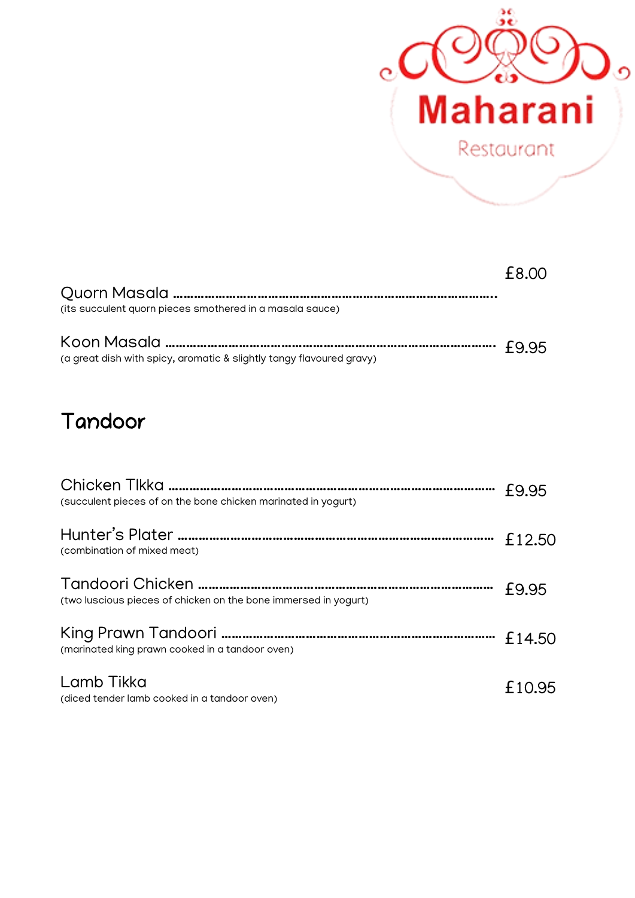# Maharani

Restaurant

Quorn Masala ………………………………………………………………………… £8.00
(its succulent quorn pieces smothered in a masala sauce)

Koon Masala ………………………………………………………………………… £9.95
(a great dish with spicy, aromatic & slightly tangy flavoured gravy)

## Tandoor

Chicken TIkka ………………………………………………………………………… £9.95
(succulent pieces of on the bone chicken marinated in yogurt)

Hunter's Plater ………………………………………………………………………… £12.50
(combination of mixed meat)

Tandoori Chicken ………………………………………………………………………… £9.95
(two luscious pieces of chicken on the bone immersed in yogurt)

King Prawn Tandoori ………………………………………………………………………… £14.50
(marinated king prawn cooked in a tandoor oven)

Lamb Tikka £10.95
(diced tender lamb cooked in a tandoor oven)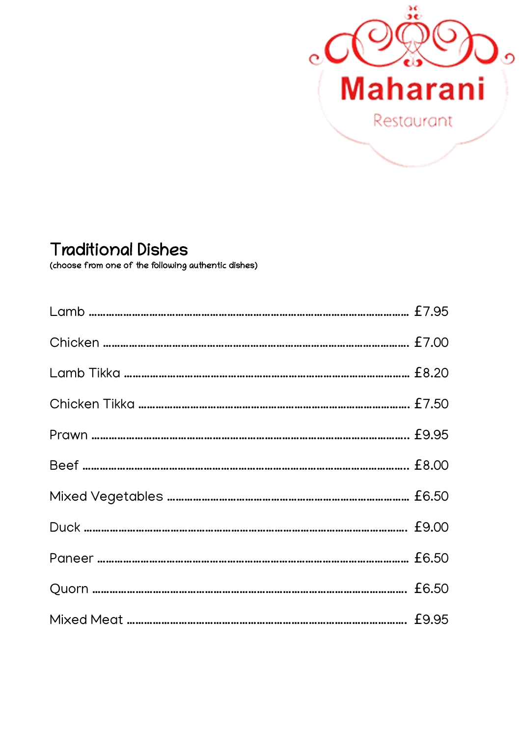Maharani

Restaurant

## Traditional Dishes

(choose from one of the following authentic dishes)

| Dish | Price |
| --- | --- |
| Lamb | £7.95 |
| Chicken | £7.00 |
| Lamb Tikka | £8.20 |
| Chicken Tikka | £7.50 |
| Prawn | £9.95 |
| Beef | £8.00 |
| Mixed Vegetables | £6.50 |
| Duck | £9.00 |
| Paneer | £6.50 |
| Quorn | £6.50 |
| Mixed Meat | £9.95 |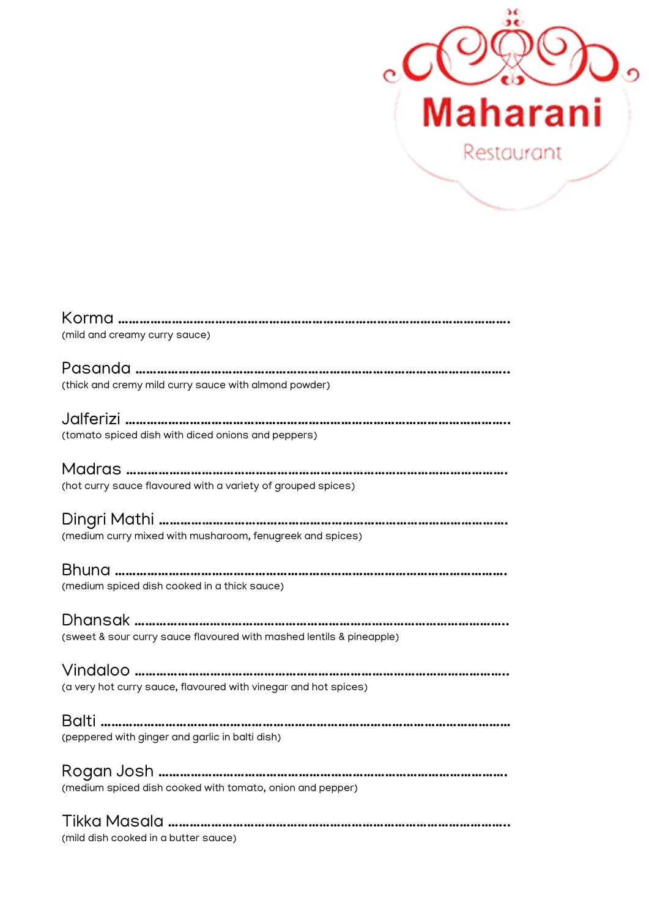# Maharani

Restaurant

**Korma** ……………………………………………………………………………………………

(mild and creamy curry sauce)

**Pasanda** ……………………………………………………………………………………………

(thick and cremy mild curry sauce with almond powder)

**Jalferizi** ……………………………………………………………………………………………

(tomato spiced dish with diced onions and peppers)

**Madras** ……………………………………………………………………………………………

(hot curry sauce flavoured with a variety of grouped spices)

**Dingri Mathi** ……………………………………………………………………………………

(medium curry mixed with musharoom, fenugreek and spices)

**Bhuna** ……………………………………………………………………………………………

(medium spiced dish cooked in a thick sauce)

**Dhansak** ……………………………………………………………………………………………

(sweet & sour curry sauce flavoured with mashed lentils & pineapple)

**Vindaloo** ……………………………………………………………………………………………

(a very hot curry sauce, flavoured with vinegar and hot spices)

**Balti** ……………………………………………………………………………………………

(peppered with ginger and garlic in balti dish)

**Rogan Josh** ……………………………………………………………………………………

(medium spiced dish cooked with tomato, onion and pepper)

**Tikka Masala** ……………………………………………………………………………………

(mild dish cooked in a butter sauce)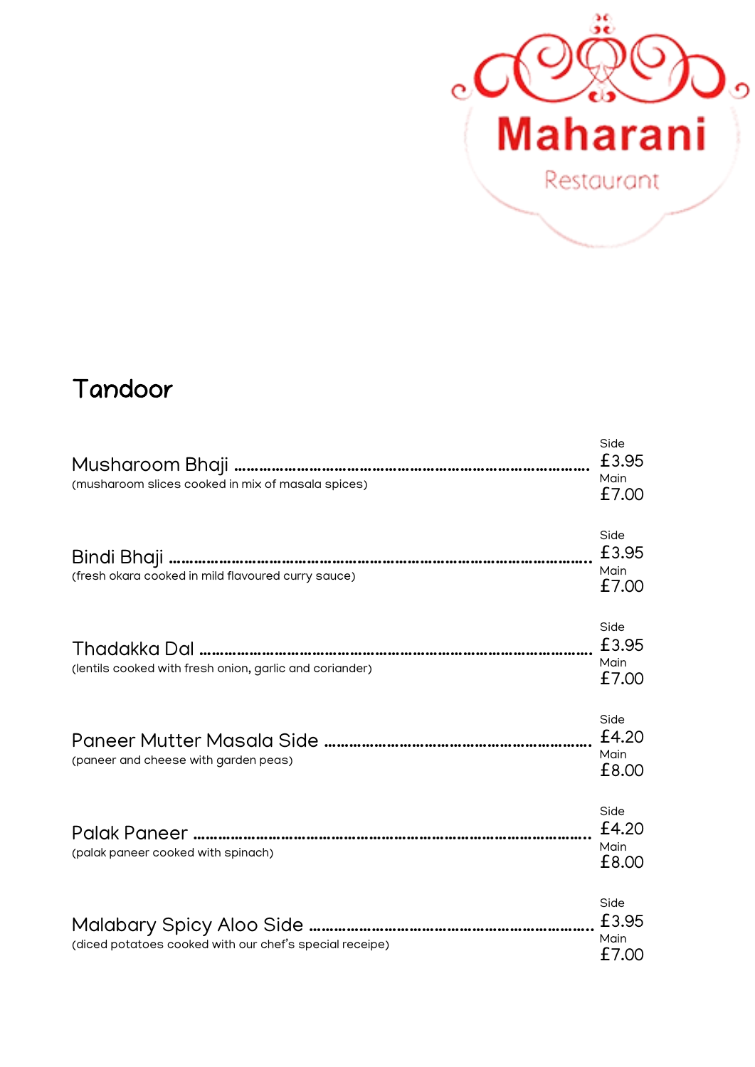Maharani

Restaurant

## Tandoor

**Musharoom Bhaji** ................................................................ Side £3.95 Main £7.00

(musharoom slices cooked in mix of masala spices)

**Bindi Bhaji** ................................................................ Side £3.95 Main £7.00

(fresh okara cooked in mild flavoured curry sauce)

**Thadakka Dal** ................................................................ Side £3.95 Main £7.00

(lentils cooked with fresh onion, garlic and coriander)

**Paneer Mutter Masala Side** ................................................................ Side £4.20 Main £8.00

(paneer and cheese with garden peas)

**Palak Paneer** ................................................................ Side £4.20 Main £8.00

(palak paneer cooked with spinach)

**Malabary Spicy Aloo Side** ................................................................ Side £3.95 Main £7.00

(diced potatoes cooked with our chef's special receipe)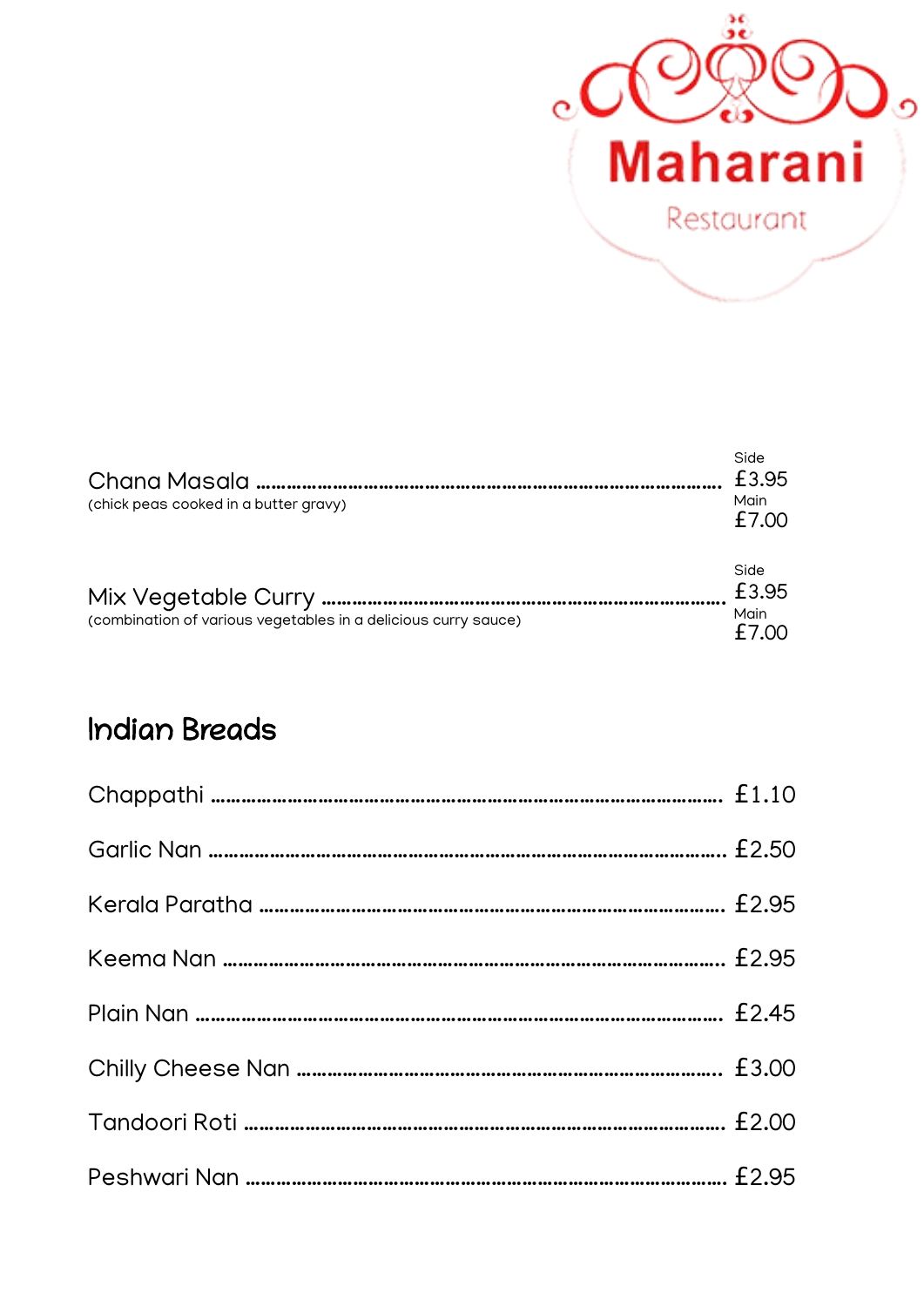Maharani

Restaurant

Chana Masala ........................................................ Side £3.95 Main £7.00

(chick peas cooked in a butter gravy)

Mix Vegetable Curry ........................................................ Side £3.95 Main £7.00

(combination of various vegetables in a delicious curry sauce)

## Indian Breads

Chappathi ........................................................ £1.10

Garlic Nan ........................................................ £2.50

Kerala Paratha ........................................................ £2.95

Keema Nan ........................................................ £2.95

Plain Nan ........................................................ £2.45

Chilly Cheese Nan ........................................................ £3.00

Tandoori Roti ........................................................ £2.00

Peshwari Nan ........................................................ £2.95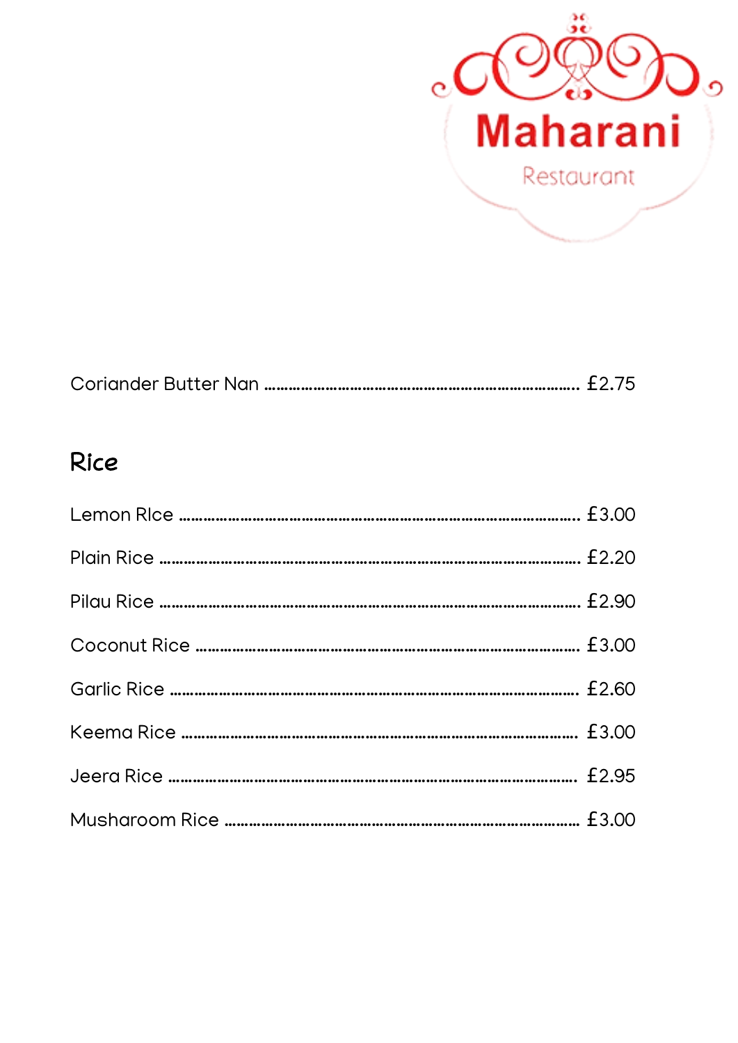Maharani Restaurant

Coriander Butter Nan ........................................ £2.75

## Rice

Lemon RIce ........................................ £3.00

Plain Rice ........................................ £2.20

Pilau Rice ........................................ £2.90

Coconut Rice ........................................ £3.00

Garlic Rice ........................................ £2.60

Keema Rice ........................................ £3.00

Jeera Rice ........................................ £2.95

Musharoom Rice ........................................ £3.00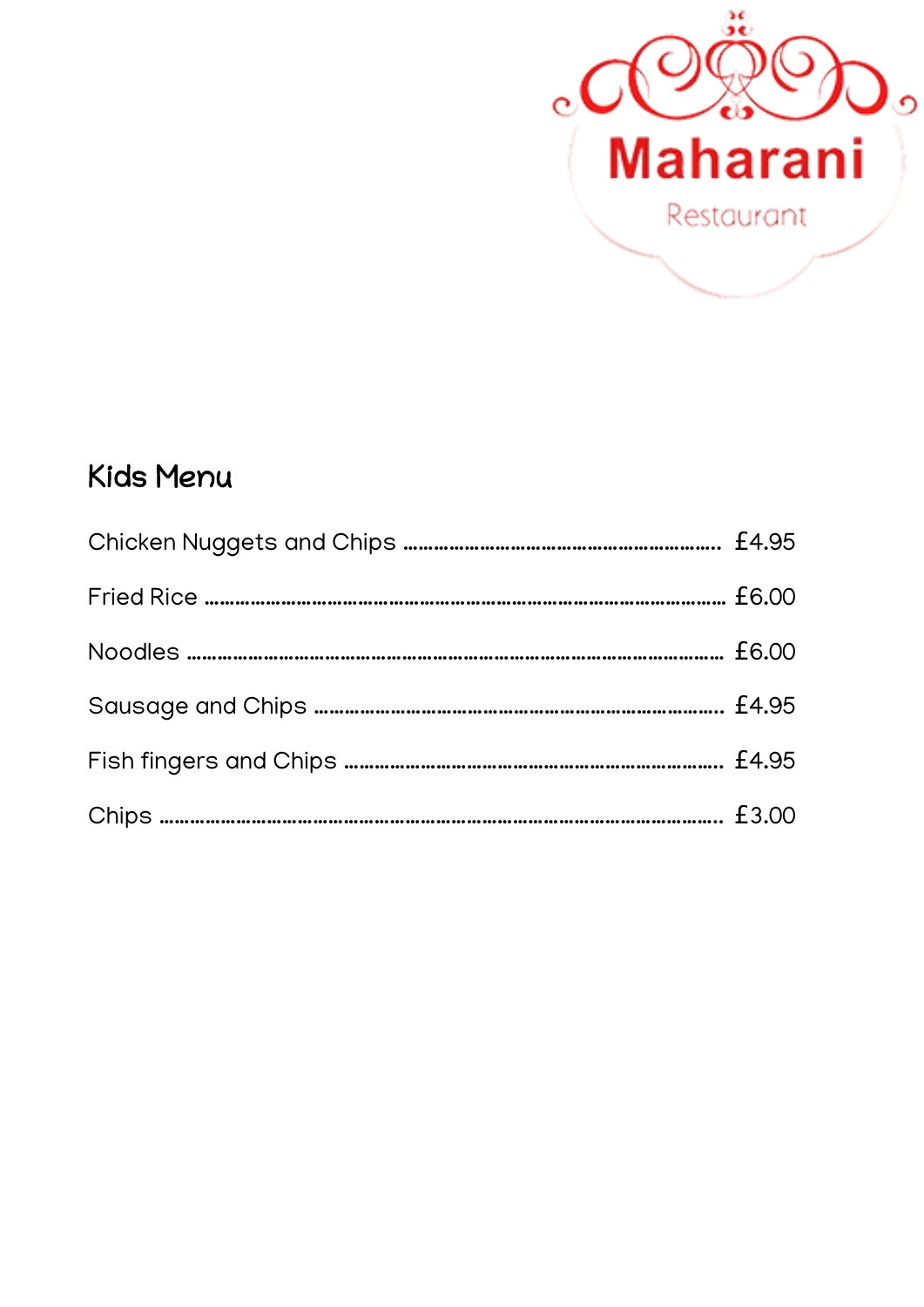Maharani

Restaurant

## Kids Menu

Chicken Nuggets and Chips ........ £4.95

Fried Rice ........ £6.00

Noodles ........ £6.00

Sausage and Chips ........ £4.95

Fish fingers and Chips ........ £4.95

Chips ........ £3.00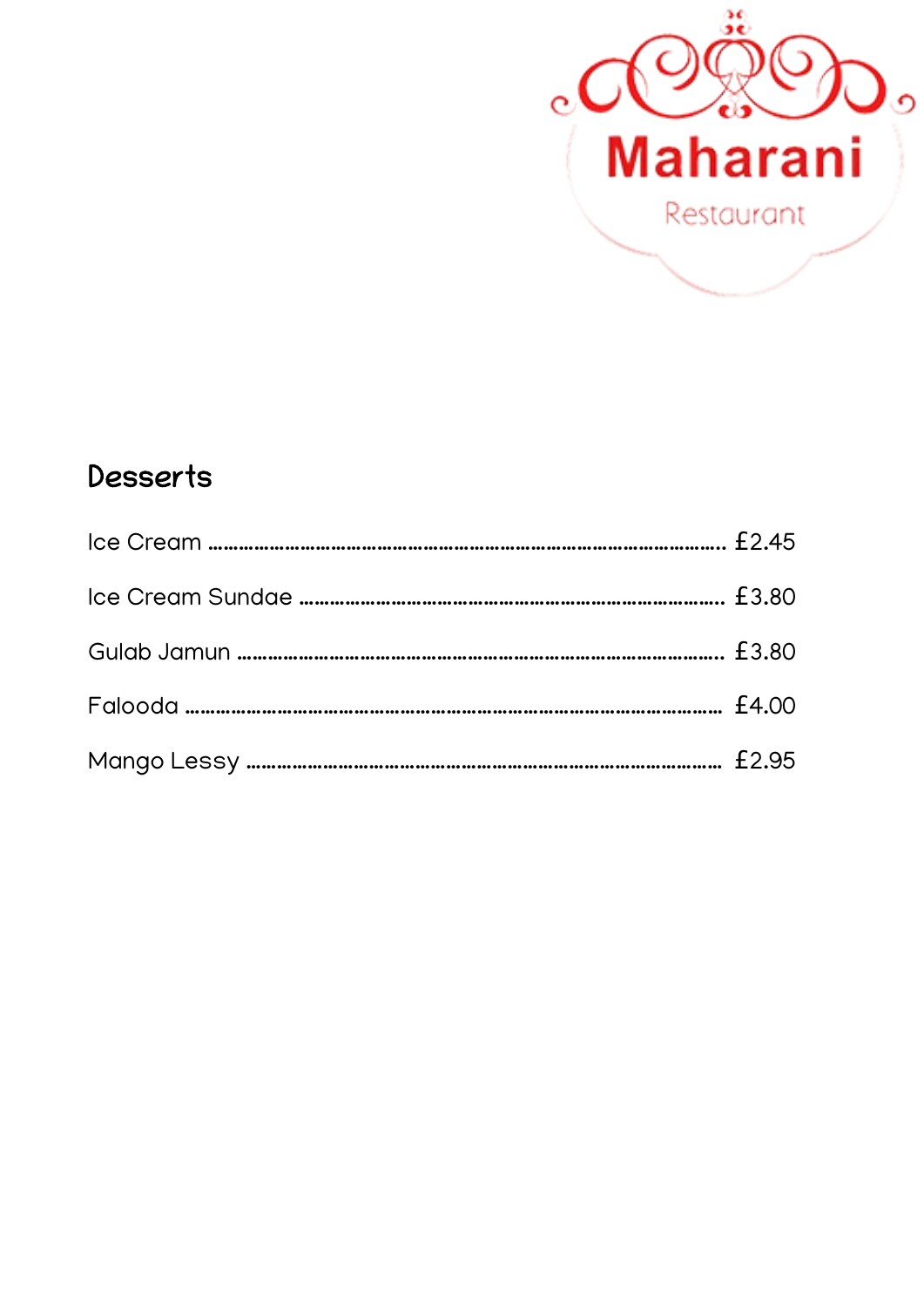Maharani

Restaurant

## Desserts

Ice Cream ........................................................ £2.45

Ice Cream Sundae ........................................................ £3.80

Gulab Jamun ........................................................ £3.80

Falooda ........................................................ £4.00

Mango Lessy ........................................................ £2.95